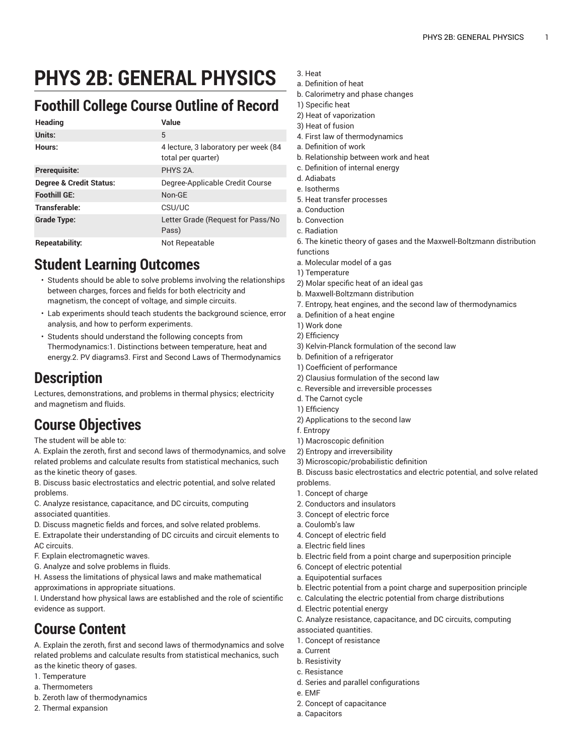# PHYS 2B: GENERAL PHYSICS

## Foothill College Course Outline of Record

| Heading | Value |
|---|---|
| Units: | 5 |
| Hours: | 4 lecture, 3 laboratory per week (84 total per quarter) |
| Prerequisite: | PHYS 2A. |
| Degree & Credit Status: | Degree-Applicable Credit Course |
| Foothill GE: | Non-GE |
| Transferable: | CSU/UC |
| Grade Type: | Letter Grade (Request for Pass/No Pass) |
| Repeatability: | Not Repeatable |

## Student Learning Outcomes

- Students should be able to solve problems involving the relationships between charges, forces and fields for both electricity and magnetism, the concept of voltage, and simple circuits.
- Lab experiments should teach students the background science, error analysis, and how to perform experiments.
- Students should understand the following concepts from Thermodynamics:1. Distinctions between temperature, heat and energy.2. PV diagrams3. First and Second Laws of Thermodynamics

## Description

Lectures, demonstrations, and problems in thermal physics; electricity and magnetism and fluids.

## Course Objectives

The student will be able to:

A. Explain the zeroth, first and second laws of thermodynamics, and solve related problems and calculate results from statistical mechanics, such as the kinetic theory of gases.

B. Discuss basic electrostatics and electric potential, and solve related problems.

C. Analyze resistance, capacitance, and DC circuits, computing associated quantities.

D. Discuss magnetic fields and forces, and solve related problems.

E. Extrapolate their understanding of DC circuits and circuit elements to AC circuits.

F. Explain electromagnetic waves.

G. Analyze and solve problems in fluids.

H. Assess the limitations of physical laws and make mathematical approximations in appropriate situations.

I. Understand how physical laws are established and the role of scientific evidence as support.

## Course Content

A. Explain the zeroth, first and second laws of thermodynamics and solve related problems and calculate results from statistical mechanics, such as the kinetic theory of gases.

1. Temperature
a. Thermometers
b. Zeroth law of thermodynamics
2. Thermal expansion
3. Heat
a. Definition of heat
b. Calorimetry and phase changes
1) Specific heat
2) Heat of vaporization
3) Heat of fusion
4. First law of thermodynamics
a. Definition of work
b. Relationship between work and heat
c. Definition of internal energy
d. Adiabats
e. Isotherms
5. Heat transfer processes
a. Conduction
b. Convection
c. Radiation
6. The kinetic theory of gases and the Maxwell-Boltzmann distribution functions
a. Molecular model of a gas
1) Temperature
2) Molar specific heat of an ideal gas
b. Maxwell-Boltzmann distribution
7. Entropy, heat engines, and the second law of thermodynamics
a. Definition of a heat engine
1) Work done
2) Efficiency
3) Kelvin-Planck formulation of the second law
b. Definition of a refrigerator
1) Coefficient of performance
2) Clausius formulation of the second law
c. Reversible and irreversible processes
d. The Carnot cycle
1) Efficiency
2) Applications to the second law
f. Entropy
1) Macroscopic definition
2) Entropy and irreversibility
3) Microscopic/probabilistic definition

B. Discuss basic electrostatics and electric potential, and solve related problems.

1. Concept of charge
2. Conductors and insulators
3. Concept of electric force
a. Coulomb's law
4. Concept of electric field
a. Electric field lines
b. Electric field from a point charge and superposition principle
6. Concept of electric potential
a. Equipotential surfaces
b. Electric potential from a point charge and superposition principle
c. Calculating the electric potential from charge distributions
d. Electric potential energy

C. Analyze resistance, capacitance, and DC circuits, computing associated quantities.

1. Concept of resistance
a. Current
b. Resistivity
c. Resistance
d. Series and parallel configurations
e. EMF
2. Concept of capacitance
a. Capacitors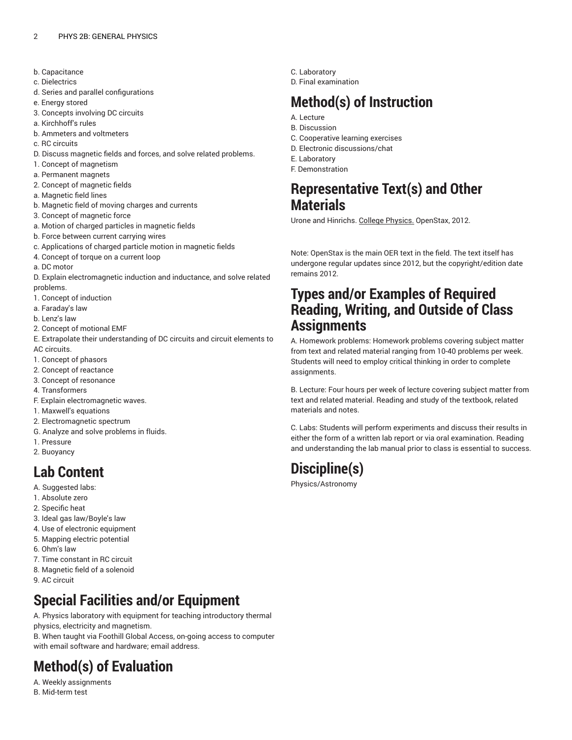b. Capacitance
c. Dielectrics
d. Series and parallel configurations
e. Energy stored
3. Concepts involving DC circuits
a. Kirchhoff's rules
b. Ammeters and voltmeters
c. RC circuits
D. Discuss magnetic fields and forces, and solve related problems.
1. Concept of magnetism
a. Permanent magnets
2. Concept of magnetic fields
a. Magnetic field lines
b. Magnetic field of moving charges and currents
3. Concept of magnetic force
a. Motion of charged particles in magnetic fields
b. Force between current carrying wires
c. Applications of charged particle motion in magnetic fields
4. Concept of torque on a current loop
a. DC motor
D. Explain electromagnetic induction and inductance, and solve related problems.
1. Concept of induction
a. Faraday's law
b. Lenz's law
2. Concept of motional EMF
E. Extrapolate their understanding of DC circuits and circuit elements to AC circuits.
1. Concept of phasors
2. Concept of reactance
3. Concept of resonance
4. Transformers
F. Explain electromagnetic waves.
1. Maxwell's equations
2. Electromagnetic spectrum
G. Analyze and solve problems in fluids.
1. Pressure
2. Buoyancy

## Lab Content

A. Suggested labs:
1. Absolute zero
2. Specific heat
3. Ideal gas law/Boyle's law
4. Use of electronic equipment
5. Mapping electric potential
6. Ohm's law
7. Time constant in RC circuit
8. Magnetic field of a solenoid
9. AC circuit

## Special Facilities and/or Equipment

A. Physics laboratory with equipment for teaching introductory thermal physics, electricity and magnetism.
B. When taught via Foothill Global Access, on-going access to computer with email software and hardware; email address.

## Method(s) of Evaluation

A. Weekly assignments
B. Mid-term test
C. Laboratory
D. Final examination

## Method(s) of Instruction

A. Lecture
B. Discussion
C. Cooperative learning exercises
D. Electronic discussions/chat
E. Laboratory
F. Demonstration

## Representative Text(s) and Other Materials

Urone and Hinrichs. College Physics. OpenStax, 2012.

Note: OpenStax is the main OER text in the field. The text itself has undergone regular updates since 2012, but the copyright/edition date remains 2012.

## Types and/or Examples of Required Reading, Writing, and Outside of Class Assignments

A. Homework problems: Homework problems covering subject matter from text and related material ranging from 10-40 problems per week. Students will need to employ critical thinking in order to complete assignments.

B. Lecture: Four hours per week of lecture covering subject matter from text and related material. Reading and study of the textbook, related materials and notes.

C. Labs: Students will perform experiments and discuss their results in either the form of a written lab report or via oral examination. Reading and understanding the lab manual prior to class is essential to success.

## Discipline(s)

Physics/Astronomy